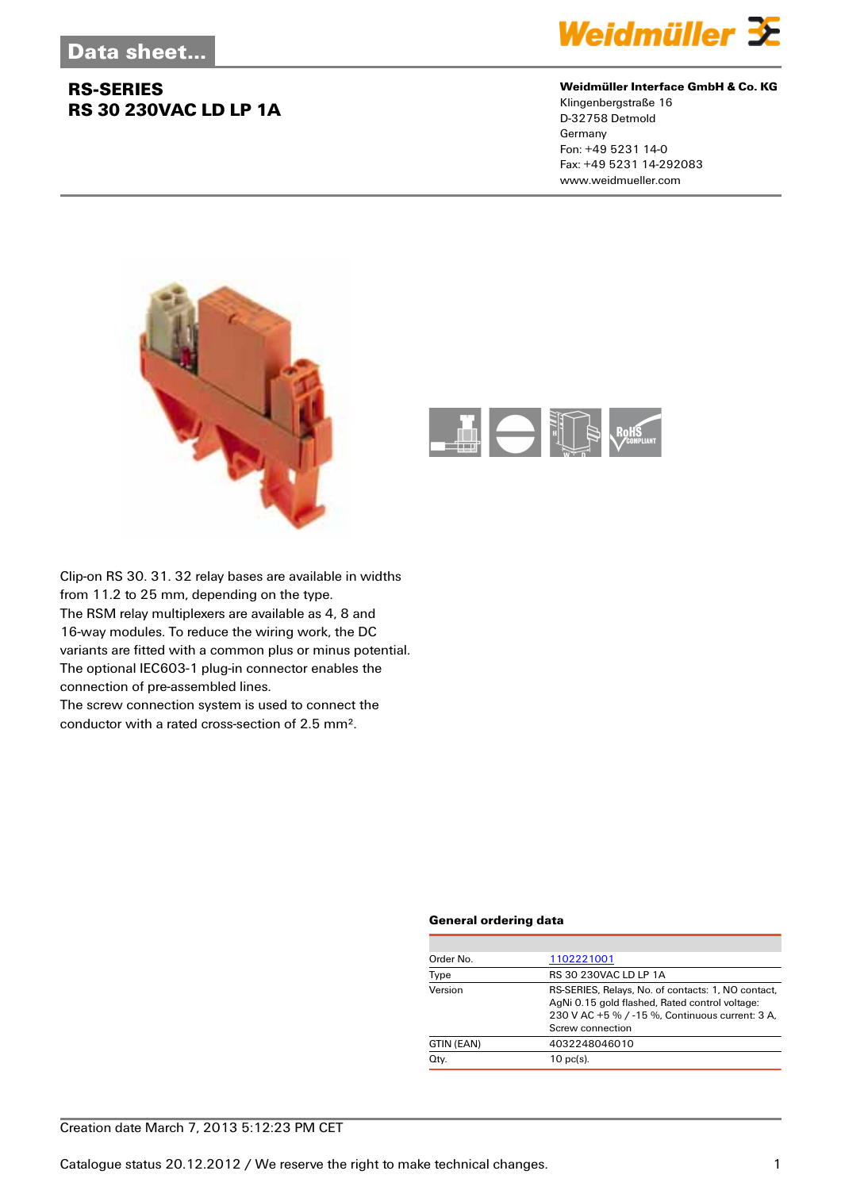Data sheet...

# RS-SERIES
## RS 30 230VAC LD LP 1A

**Weidmüller Interface GmbH & Co. KG**
Klingenbergstraße 16
D-32758 Detmold
Germany
Fon: +49 5231 14-0
Fax: +49 5231 14-292083
www.weidmueller.com

Clip-on RS 30. 31. 32 relay bases are available in widths from 11.2 to 25 mm, depending on the type.
The RSM relay multiplexers are available as 4, 8 and 16-way modules. To reduce the wiring work, the DC variants are fitted with a common plus or minus potential. The optional IEC603-1 plug-in connector enables the connection of pre-assembled lines.
The screw connection system is used to connect the conductor with a rated cross-section of 2.5 mm².

### General ordering data

| | |
|---|---|
| Order No. | 1102221001 |
| Type | RS 30 230VAC LD LP 1A |
| Version | RS-SERIES, Relays, No. of contacts: 1, NO contact, AgNi 0.15 gold flashed, Rated control voltage: 230 V AC +5 % / -15 %, Continuous current: 3 A, Screw connection |
| GTIN (EAN) | 4032248046010 |
| Qty. | 10 pc(s). |

Creation date March 7, 2013 5:12:23 PM CET

Catalogue status 20.12.2012 / We reserve the right to make technical changes.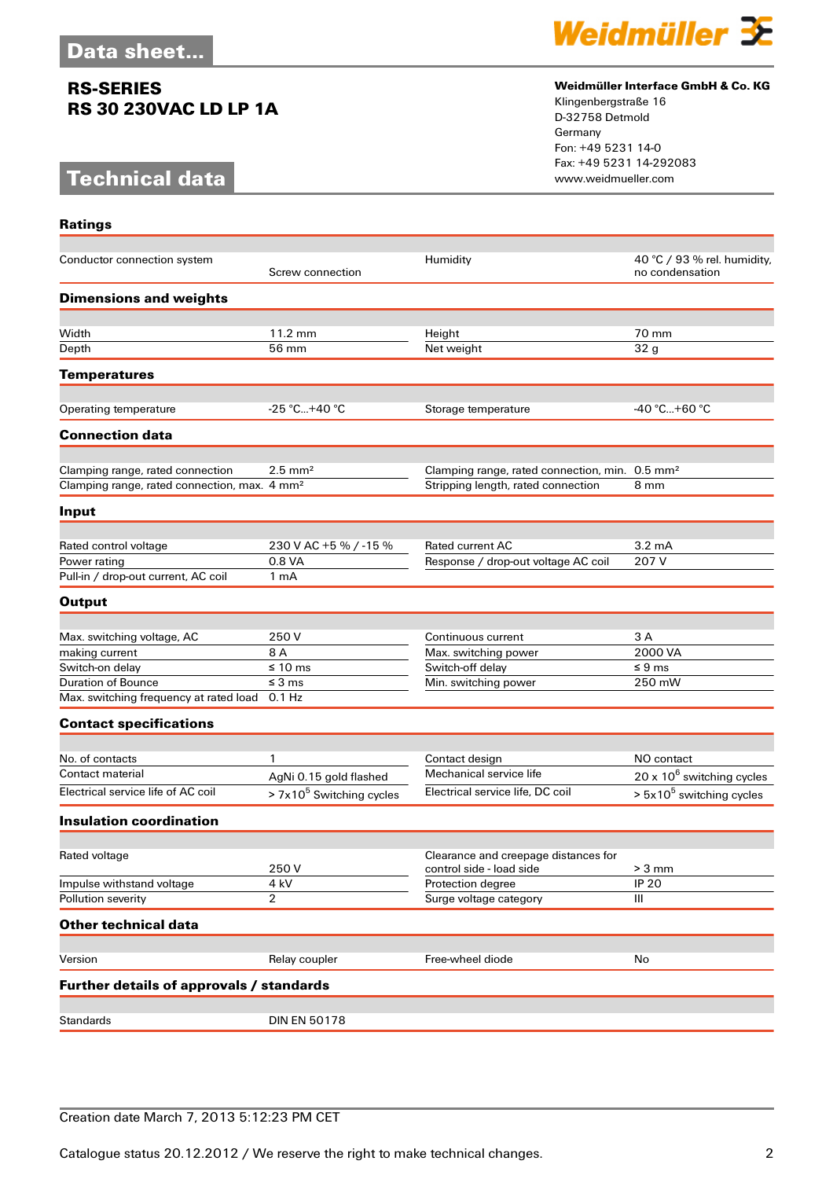# Data sheet...

## RS-SERIES
## RS 30 230VAC LD LP 1A

**Weidmüller Interface GmbH & Co. KG**
Klingenbergstraße 16
D-32758 Detmold
Germany
Fon: +49 5231 14-0
Fax: +49 5231 14-292083
www.weidmueller.com

## Technical data

### Ratings

| | | | |
|---|---|---|---|
| Conductor connection system | Screw connection | Humidity | 40 °C / 93 % rel. humidity, no condensation |

### Dimensions and weights

| | | | |
|---|---|---|---|
| Width | 11.2 mm | Height | 70 mm |
| Depth | 56 mm | Net weight | 32 g |

### Temperatures

| | | | |
|---|---|---|---|
| Operating temperature | -25 °C...+40 °C | Storage temperature | -40 °C...+60 °C |

### Connection data

| | | | |
|---|---|---|---|
| Clamping range, rated connection | 2.5 mm² | Clamping range, rated connection, min. | 0.5 mm² |
| Clamping range, rated connection, max. | 4 mm² | Stripping length, rated connection | 8 mm |

### Input

| | | | |
|---|---|---|---|
| Rated control voltage | 230 V AC +5 % / -15 % | Rated current AC | 3.2 mA |
| Power rating | 0.8 VA | Response / drop-out voltage AC coil | 207 V |
| Pull-in / drop-out current, AC coil | 1 mA | | |

### Output

| | | | |
|---|---|---|---|
| Max. switching voltage, AC | 250 V | Continuous current | 3 A |
| making current | 8 A | Max. switching power | 2000 VA |
| Switch-on delay | ≤ 10 ms | Switch-off delay | ≤ 9 ms |
| Duration of Bounce | ≤ 3 ms | Min. switching power | 250 mW |
| Max. switching frequency at rated load | 0.1 Hz | | |

### Contact specifications

| | | | |
|---|---|---|---|
| No. of contacts | 1 | Contact design | NO contact |
| Contact material | AgNi 0.15 gold flashed | Mechanical service life | 20 x $10^6$ switching cycles |
| Electrical service life of AC coil | > 7x$10^5$ Switching cycles | Electrical service life, DC coil | > 5x$10^5$ switching cycles |

### Insulation coordination

| | | | |
|---|---|---|---|
| Rated voltage | 250 V | Clearance and creepage distances for control side - load side | > 3 mm |
| Impulse withstand voltage | 4 kV | Protection degree | IP 20 |
| Pollution severity | 2 | Surge voltage category | III |

### Other technical data

| | | | |
|---|---|---|---|
| Version | Relay coupler | Free-wheel diode | No |

### Further details of approvals / standards

| | |
|---|---|
| Standards | DIN EN 50178 |

Creation date March 7, 2013 5:12:23 PM CET

Catalogue status 20.12.2012 / We reserve the right to make technical changes.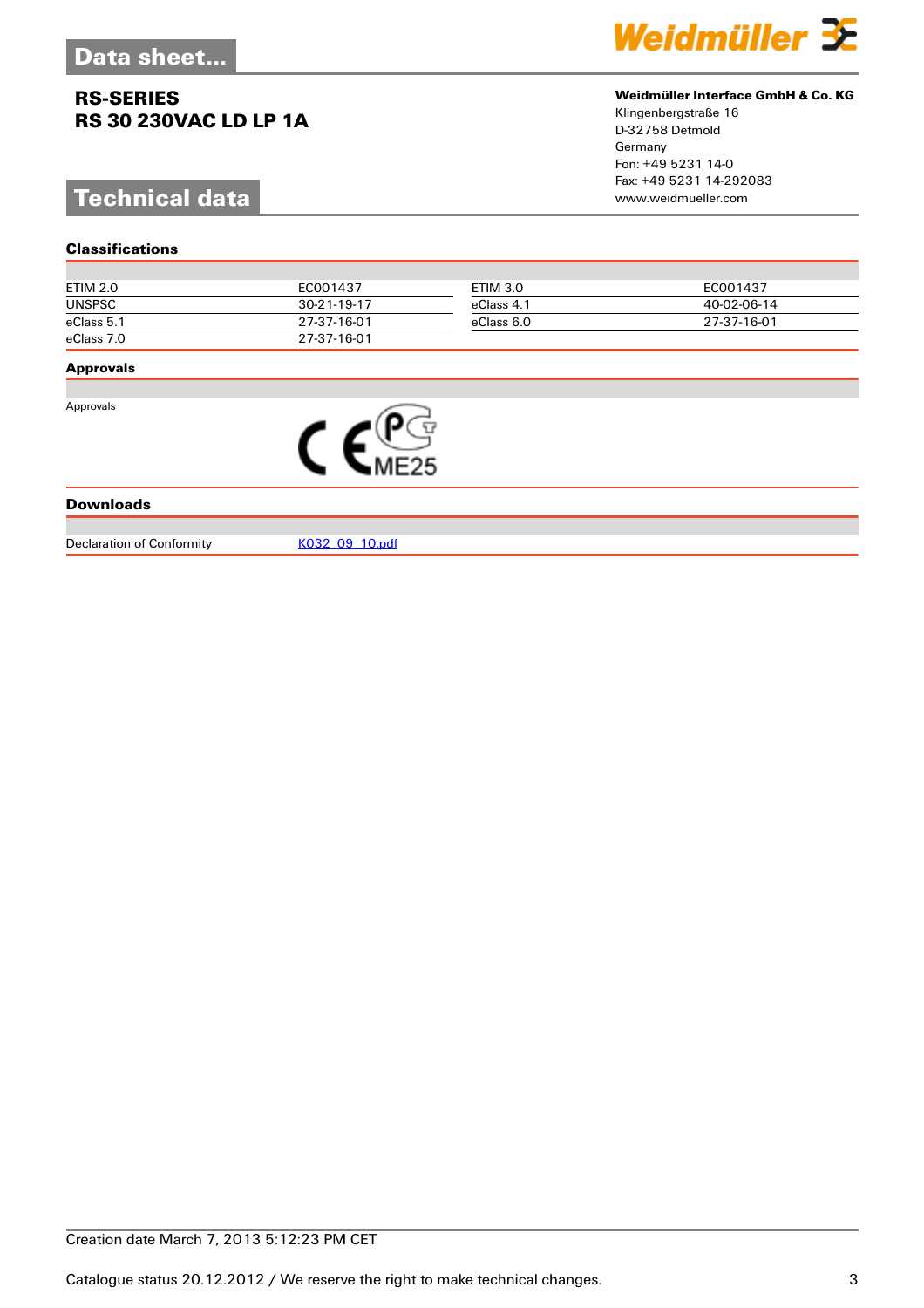## Data sheet...

**RS-SERIES**
**RS 30 230VAC LD LP 1A**

**Weidmüller Interface GmbH & Co. KG**
Klingenbergstraße 16
D-32758 Detmold
Germany
Fon: +49 5231 14-0
Fax: +49 5231 14-292083
www.weidmueller.com

## Technical data

### Classifications

| | | | |
|---|---|---|---|
| ETIM 2.0 | EC001437 | ETIM 3.0 | EC001437 |
| UNSPSC | 30-21-19-17 | eClass 4.1 | 40-02-06-14 |
| eClass 5.1 | 27-37-16-01 | eClass 6.0 | 27-37-16-01 |
| eClass 7.0 | 27-37-16-01 | | |

### Approvals

Approvals

CE ME25

### Downloads

| | |
|---|---|
| Declaration of Conformity | K032_09_10.pdf |

Creation date March 7, 2013 5:12:23 PM CET

Catalogue status 20.12.2012 / We reserve the right to make technical changes.